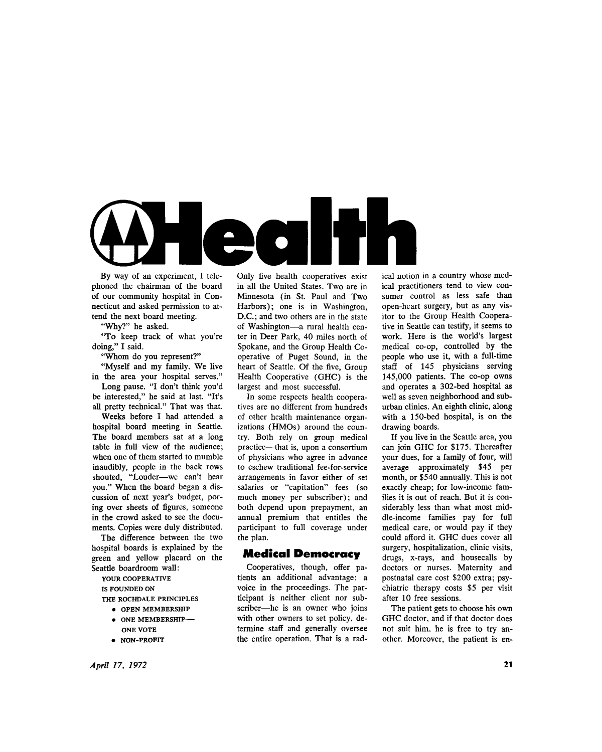# Health

By way of an experiment, I telephoned the chairman of the board of our community hospital in Connecticut and asked permission to attend the next board meeting.

"Why?" he asked.

"To keep track of what you're doing," I said.

"Whom do you represent?"

"Myself and my family. We live in the area your hospital serves."

Long pause. "I don't think you'd be interested," he said at last. "It's all pretty technical." That was that.

Weeks before I had attended a hospital board meeting in Seattle. The board members sat at a long table in full view of the audience; when one of them started to mumble inaudibly, people in the back rows shouted, "Louder—we can't hear you." When the board began a discussion of next year's budget, poring over sheets of figures, someone in the crowd asked to see the documents. Copies were duly distributed.

The difference between the two hospital boards is explained by the green and yellow placard on the Seattle boardroom wall:

YOUR COOPERATIVE
IS FOUNDED ON
THE ROCHDALE PRINCIPLES

- OPEN MEMBERSHIP
- ONE MEMBERSHIP—ONE VOTE
- NON-PROFIT

Only five health cooperatives exist in all the United States. Two are in Minnesota (in St. Paul and Two Harbors); one is in Washington, D.C.; and two others are in the state of Washington—a rural health center in Deer Park, 40 miles north of Spokane, and the Group Health Cooperative of Puget Sound, in the heart of Seattle. Of the five, Group Health Cooperative (GHC) is the largest and most successful.

In some respects health cooperatives are no different from hundreds of other health maintenance organizations (HMOs) around the country. Both rely on group medical practice—that is, upon a consortium of physicians who agree in advance to eschew traditional fee-for-service arrangements in favor either of set salaries or "capitation" fees (so much money per subscriber); and both depend upon prepayment, an annual premium that entitles the participant to full coverage under the plan.

## Medical Democracy

Cooperatives, though, offer patients an additional advantage: a voice in the proceedings. The participant is neither client nor subscriber—he is an owner who joins with other owners to set policy, determine staff and generally oversee the entire operation. That is a radical notion in a country whose medical practitioners tend to view consumer control as less safe than open-heart surgery, but as any visitor to the Group Health Cooperative in Seattle can testify, it seems to work. Here is the world's largest medical co-op, controlled by the people who use it, with a full-time staff of 145 physicians serving 145,000 patients. The co-op owns and operates a 302-bed hospital as well as seven neighborhood and suburban clinics. An eighth clinic, along with a 150-bed hospital, is on the drawing boards.

If you live in the Seattle area, you can join GHC for $175. Thereafter your dues, for a family of four, will average approximately $45 per month, or $540 annually. This is not exactly cheap; for low-income families it is out of reach. But it is considerably less than what most middle-income families pay for full medical care, or would pay if they could afford it. GHC dues cover all surgery, hospitalization, clinic visits, drugs, x-rays, and housecalls by doctors or nurses. Maternity and postnatal care cost $200 extra; psychiatric therapy costs $5 per visit after 10 free sessions.

The patient gets to choose his own GHC doctor, and if that doctor does not suit him, he is free to try another. Moreover, the patient is en-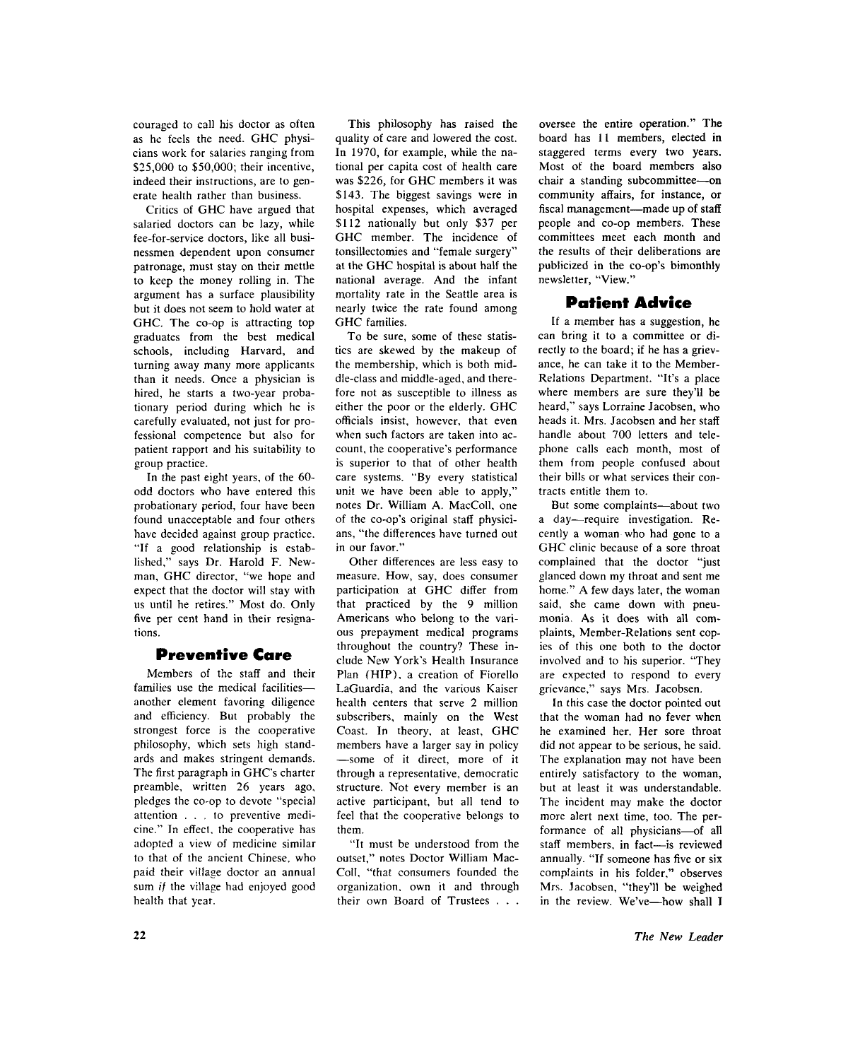couraged to call his doctor as often as he feels the need. GHC physicians work for salaries ranging from $25,000 to $50,000; their incentive, indeed their instructions, are to generate health rather than business.

Critics of GHC have argued that salaried doctors can be lazy, while fee-for-service doctors, like all businessmen dependent upon consumer patronage, must stay on their mettle to keep the money rolling in. The argument has a surface plausibility but it does not seem to hold water at GHC. The co-op is attracting top graduates from the best medical schools, including Harvard, and turning away many more applicants than it needs. Once a physician is hired, he starts a two-year probationary period during which he is carefully evaluated, not just for professional competence but also for patient rapport and his suitability to group practice.

In the past eight years, of the 60-odd doctors who have entered this probationary period, four have been found unacceptable and four others have decided against group practice. "If a good relationship is established," says Dr. Harold F. Newman, GHC director, "we hope and expect that the doctor will stay with us until he retires." Most do. Only five per cent hand in their resignations.

## Preventive Care

Members of the staff and their families use the medical facilities—another element favoring diligence and efficiency. But probably the strongest force is the cooperative philosophy, which sets high standards and makes stringent demands. The first paragraph in GHC's charter preamble, written 26 years ago, pledges the co-op to devote "special attention . . . to preventive medicine." In effect, the cooperative has adopted a view of medicine similar to that of the ancient Chinese, who paid their village doctor an annual sum *if* the village had enjoyed good health that year.

This philosophy has raised the quality of care and lowered the cost. In 1970, for example, while the national per capita cost of health care was $226, for GHC members it was $143. The biggest savings were in hospital expenses, which averaged $112 nationally but only $37 per GHC member. The incidence of tonsillectomies and "female surgery" at the GHC hospital is about half the national average. And the infant mortality rate in the Seattle area is nearly twice the rate found among GHC families.

To be sure, some of these statistics are skewed by the makeup of the membership, which is both middle-class and middle-aged, and therefore not as susceptible to illness as either the poor or the elderly. GHC officials insist, however, that even when such factors are taken into account, the cooperative's performance is superior to that of other health care systems. "By every statistical unit we have been able to apply," notes Dr. William A. MacColl, one of the co-op's original staff physicians, "the differences have turned out in our favor."

Other differences are less easy to measure. How, say, does consumer participation at GHC differ from that practiced by the 9 million Americans who belong to the various prepayment medical programs throughout the country? These include New York's Health Insurance Plan (HIP), a creation of Fiorello LaGuardia, and the various Kaiser health centers that serve 2 million subscribers, mainly on the West Coast. In theory, at least, GHC members have a larger say in policy—some of it direct, more of it through a representative, democratic structure. Not every member is an active participant, but all tend to feel that the cooperative belongs to them.

"It must be understood from the outset," notes Doctor William MacColl, "that consumers founded the organization, own it and through their own Board of Trustees . . . oversee the entire operation." The board has 11 members, elected in staggered terms every two years. Most of the board members also chair a standing subcommittee—on community affairs, for instance, or fiscal management—made up of staff people and co-op members. These committees meet each month and the results of their deliberations are publicized in the co-op's bimonthly newsletter, "View."

## Patient Advice

If a member has a suggestion, he can bring it to a committee or directly to the board; if he has a grievance, he can take it to the Member-Relations Department. "It's a place where members are sure they'll be heard," says Lorraine Jacobsen, who heads it. Mrs. Jacobsen and her staff handle about 700 letters and telephone calls each month, most of them from people confused about their bills or what services their contracts entitle them to.

But some complaints—about two a day—require investigation. Recently a woman who had gone to a GHC clinic because of a sore throat complained that the doctor "just glanced down my throat and sent me home." A few days later, the woman said, she came down with pneumonia. As it does with all complaints, Member-Relations sent copies of this one both to the doctor involved and to his superior. "They are expected to respond to every grievance," says Mrs. Jacobsen.

In this case the doctor pointed out that the woman had no fever when he examined her. Her sore throat did not appear to be serious, he said. The explanation may not have been entirely satisfactory to the woman, but at least it was understandable. The incident may make the doctor more alert next time, too. The performance of all physicians—of all staff members, in fact—is reviewed annually. "If someone has five or six complaints in his folder," observes Mrs. Jacobsen, "they'll be weighed in the review. We've—how shall I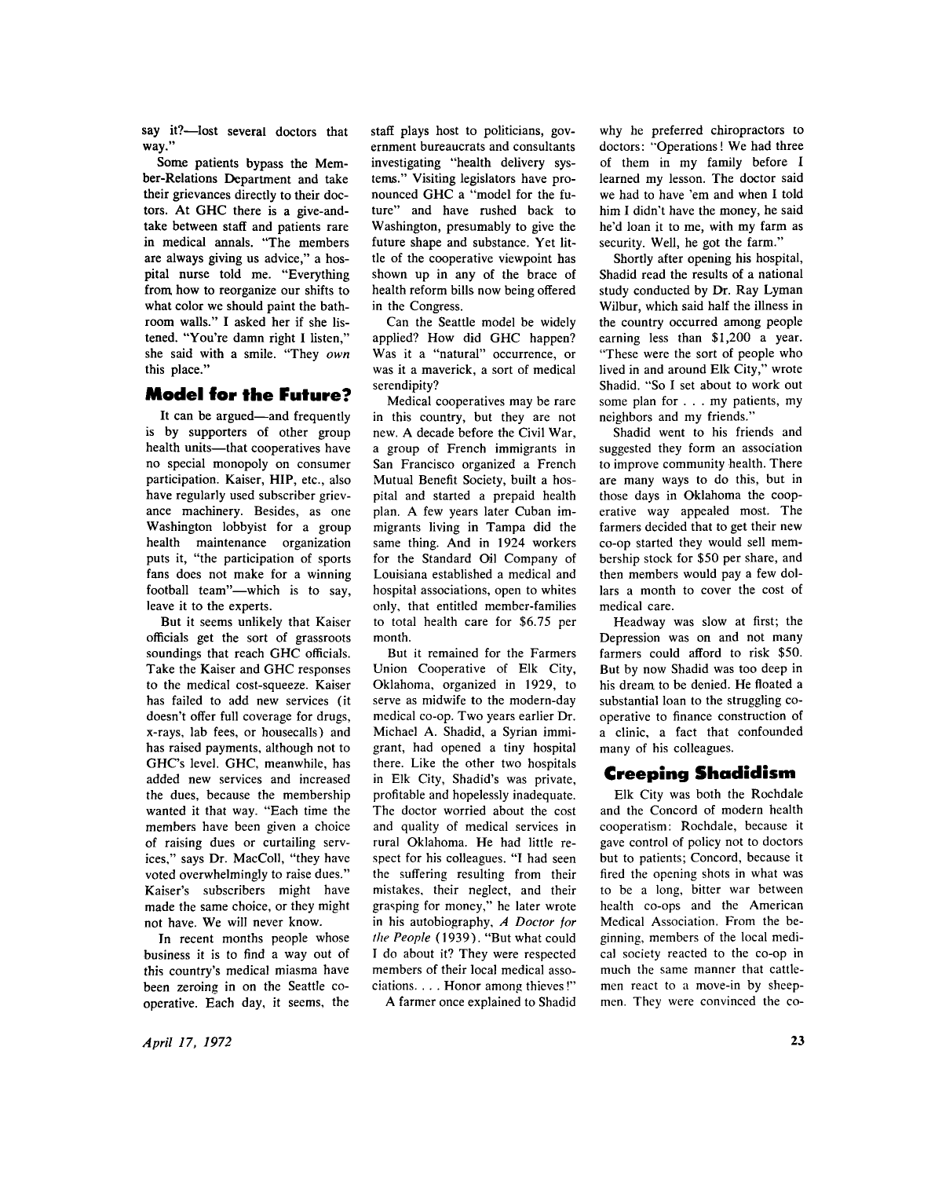say it?—lost several doctors that way."

Some patients bypass the Member-Relations Department and take their grievances directly to their doctors. At GHC there is a give-and-take between staff and patients rare in medical annals. "The members are always giving us advice," a hospital nurse told me. "Everything from how to reorganize our shifts to what color we should paint the bathroom walls." I asked her if she listened. "You're damn right I listen," she said with a smile. "They *own* this place."

## Model for the Future?

It can be argued—and frequently is by supporters of other group health units—that cooperatives have no special monopoly on consumer participation. Kaiser, HIP, etc., also have regularly used subscriber grievance machinery. Besides, as one Washington lobbyist for a group health maintenance organization puts it, "the participation of sports fans does not make for a winning football team"—which is to say, leave it to the experts.

But it seems unlikely that Kaiser officials get the sort of grassroots soundings that reach GHC officials. Take the Kaiser and GHC responses to the medical cost-squeeze. Kaiser has failed to add new services (it doesn't offer full coverage for drugs, x-rays, lab fees, or housecalls) and has raised payments, although not to GHC's level. GHC, meanwhile, has added new services and increased the dues, because the membership wanted it that way. "Each time the members have been given a choice of raising dues or curtailing services," says Dr. MacColl, "they have voted overwhelmingly to raise dues." Kaiser's subscribers might have made the same choice, or they might not have. We will never know.

In recent months people whose business it is to find a way out of this country's medical miasma have been zeroing in on the Seattle cooperative. Each day, it seems, the staff plays host to politicians, government bureaucrats and consultants investigating "health delivery systems." Visiting legislators have pronounced GHC a "model for the future" and have rushed back to Washington, presumably to give the future shape and substance. Yet little of the cooperative viewpoint has shown up in any of the brace of health reform bills now being offered in the Congress.

Can the Seattle model be widely applied? How did GHC happen? Was it a "natural" occurrence, or was it a maverick, a sort of medical serendipity?

Medical cooperatives may be rare in this country, but they are not new. A decade before the Civil War, a group of French immigrants in San Francisco organized a French Mutual Benefit Society, built a hospital and started a prepaid health plan. A few years later Cuban immigrants living in Tampa did the same thing. And in 1924 workers for the Standard Oil Company of Louisiana established a medical and hospital associations, open to whites only, that entitled member-families to total health care for $6.75 per month.

But it remained for the Farmers Union Cooperative of Elk City, Oklahoma, organized in 1929, to serve as midwife to the modern-day medical co-op. Two years earlier Dr. Michael A. Shadid, a Syrian immigrant, had opened a tiny hospital there. Like the other two hospitals in Elk City, Shadid's was private, profitable and hopelessly inadequate. The doctor worried about the cost and quality of medical services in rural Oklahoma. He had little respect for his colleagues. "I had seen the suffering resulting from their mistakes, their neglect, and their grasping for money," he later wrote in his autobiography, *A Doctor for the People* (1939). "But what could I do about it? They were respected members of their local medical associations. . . . Honor among thieves!"

A farmer once explained to Shadid why he preferred chiropractors to doctors: "Operations! We had three of them in my family before I learned my lesson. The doctor said we had to have 'em and when I told him I didn't have the money, he said he'd loan it to me, with my farm as security. Well, he got the farm."

Shortly after opening his hospital, Shadid read the results of a national study conducted by Dr. Ray Lyman Wilbur, which said half the illness in the country occurred among people earning less than $1,200 a year. "These were the sort of people who lived in and around Elk City," wrote Shadid. "So I set about to work out some plan for . . . my patients, my neighbors and my friends."

Shadid went to his friends and suggested they form an association to improve community health. There are many ways to do this, but in those days in Oklahoma the cooperative way appealed most. The farmers decided that to get their new co-op started they would sell membership stock for $50 per share, and then members would pay a few dollars a month to cover the cost of medical care.

Headway was slow at first; the Depression was on and not many farmers could afford to risk $50. But by now Shadid was too deep in his dream to be denied. He floated a substantial loan to the struggling cooperative to finance construction of a clinic, a fact that confounded many of his colleagues.

## Creeping Shadidism

Elk City was both the Rochdale and the Concord of modern health cooperatism: Rochdale, because it gave control of policy not to doctors but to patients; Concord, because it fired the opening shots in what was to be a long, bitter war between health co-ops and the American Medical Association. From the beginning, members of the local medical society reacted to the co-op in much the same manner that cattlemen react to a move-in by sheepmen. They were convinced the co-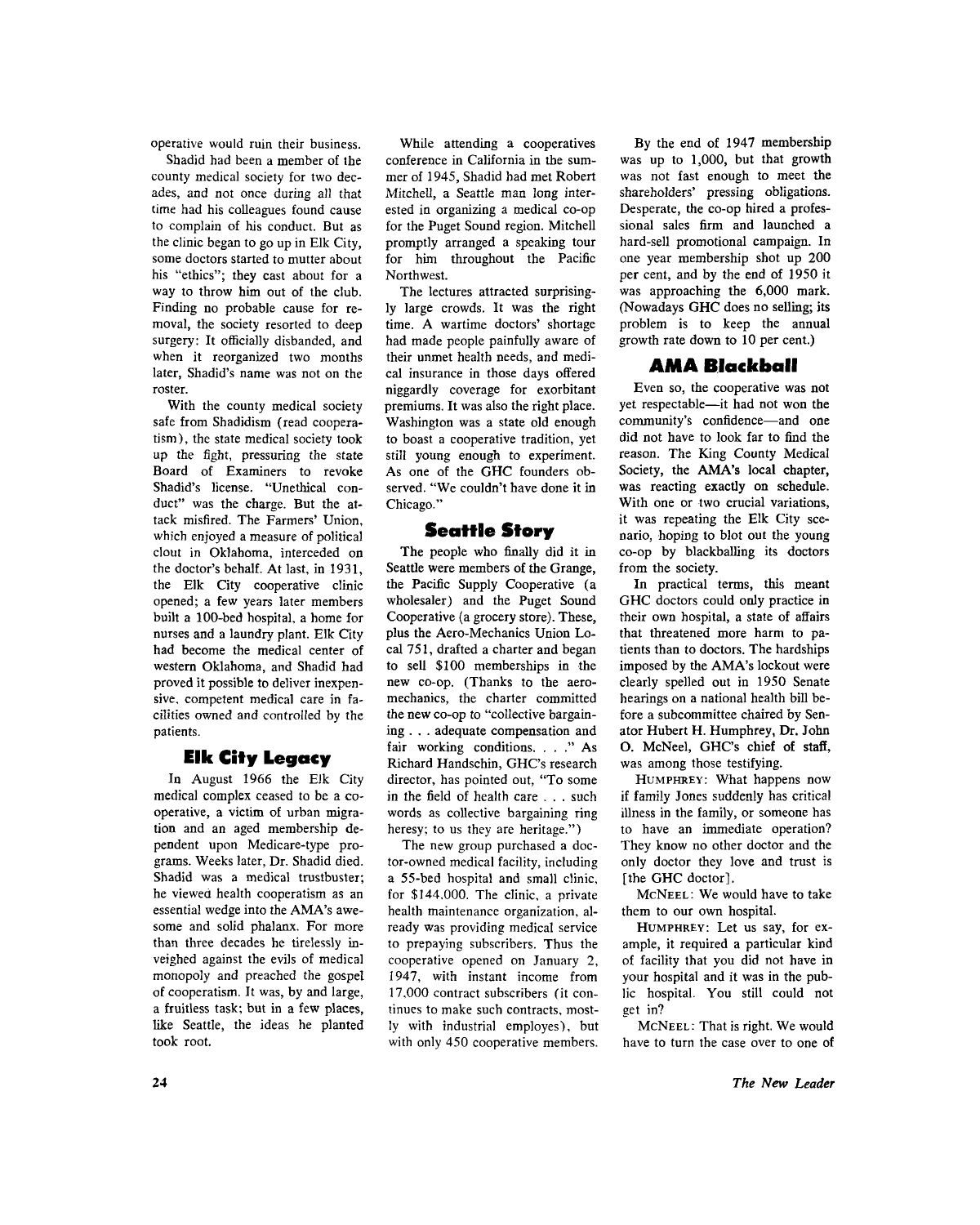operative would ruin their business.

Shadid had been a member of the county medical society for two decades, and not once during all that time had his colleagues found cause to complain of his conduct. But as the clinic began to go up in Elk City, some doctors started to mutter about his "ethics"; they cast about for a way to throw him out of the club. Finding no probable cause for removal, the society resorted to deep surgery: It officially disbanded, and when it reorganized two months later, Shadid's name was not on the roster.

With the county medical society safe from Shadidism (read cooperatism), the state medical society took up the fight, pressuring the state Board of Examiners to revoke Shadid's license. "Unethical conduct" was the charge. But the attack misfired. The Farmers' Union, which enjoyed a measure of political clout in Oklahoma, interceded on the doctor's behalf. At last, in 1931, the Elk City cooperative clinic opened; a few years later members built a 100-bed hospital, a home for nurses and a laundry plant. Elk City had become the medical center of western Oklahoma, and Shadid had proved it possible to deliver inexpensive, competent medical care in facilities owned and controlled by the patients.

## Elk City Legacy

In August 1966 the Elk City medical complex ceased to be a cooperative, a victim of urban migration and an aged membership dependent upon Medicare-type programs. Weeks later, Dr. Shadid died. Shadid was a medical trustbuster; he viewed health cooperatism as an essential wedge into the AMA's awesome and solid phalanx. For more than three decades he tirelessly inveighed against the evils of medical monopoly and preached the gospel of cooperatism. It was, by and large, a fruitless task; but in a few places, like Seattle, the ideas he planted took root.

While attending a cooperatives conference in California in the summer of 1945, Shadid had met Robert Mitchell, a Seattle man long interested in organizing a medical co-op for the Puget Sound region. Mitchell promptly arranged a speaking tour for him throughout the Pacific Northwest.

The lectures attracted surprisingly large crowds. It was the right time. A wartime doctors' shortage had made people painfully aware of their unmet health needs, and medical insurance in those days offered niggardly coverage for exorbitant premiums. It was also the right place. Washington was a state old enough to boast a cooperative tradition, yet still young enough to experiment. As one of the GHC founders observed. "We couldn't have done it in Chicago."

## Seattle Story

The people who finally did it in Seattle were members of the Grange, the Pacific Supply Cooperative (a wholesaler) and the Puget Sound Cooperative (a grocery store). These, plus the Aero-Mechanics Union Local 751, drafted a charter and began to sell $100 memberships in the new co-op. (Thanks to the aero-mechanics, the charter committed the new co-op to "collective bargaining . . . adequate compensation and fair working conditions. . . ." As Richard Handschin, GHC's research director, has pointed out, "To some in the field of health care . . . such words as collective bargaining ring heresy; to us they are heritage.")

The new group purchased a doctor-owned medical facility, including a 55-bed hospital and small clinic, for $144,000. The clinic, a private health maintenance organization, already was providing medical service to prepaying subscribers. Thus the cooperative opened on January 2, 1947, with instant income from 17,000 contract subscribers (it continues to make such contracts, mostly with industrial employes), but with only 450 cooperative members.

By the end of 1947 membership was up to 1,000, but that growth was not fast enough to meet the shareholders' pressing obligations. Desperate, the co-op hired a professional sales firm and launched a hard-sell promotional campaign. In one year membership shot up 200 per cent, and by the end of 1950 it was approaching the 6,000 mark. (Nowadays GHC does no selling; its problem is to keep the annual growth rate down to 10 per cent.)

## AMA Blackball

Even so, the cooperative was not yet respectable—it had not won the community's confidence—and one did not have to look far to find the reason. The King County Medical Society, the AMA's local chapter, was reacting exactly on schedule. With one or two crucial variations, it was repeating the Elk City scenario, hoping to blot out the young co-op by blackballing its doctors from the society.

In practical terms, this meant GHC doctors could only practice in their own hospital, a state of affairs that threatened more harm to patients than to doctors. The hardships imposed by the AMA's lockout were clearly spelled out in 1950 Senate hearings on a national health bill before a subcommittee chaired by Senator Hubert H. Humphrey, Dr. John O. McNeel, GHC's chief of staff, was among those testifying.

HUMPHREY: What happens now if family Jones suddenly has critical illness in the family, or someone has to have an immediate operation? They know no other doctor and the only doctor they love and trust is [the GHC doctor].

MCNEEL: We would have to take them to our own hospital.

HUMPHREY: Let us say, for example, it required a particular kind of facility that you did not have in your hospital and it was in the public hospital. You still could not get in?

MCNEEL: That is right. We would have to turn the case over to one of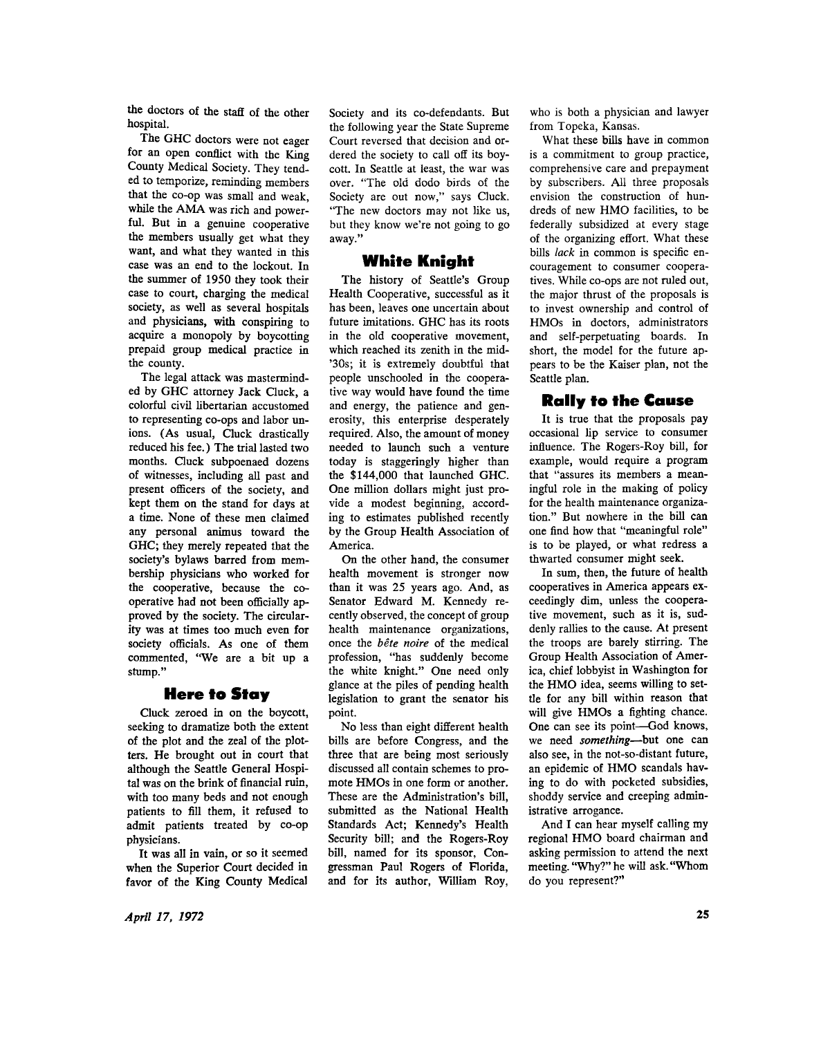the doctors of the staff of the other hospital.

The GHC doctors were not eager for an open conflict with the King County Medical Society. They tended to temporize, reminding members that the co-op was small and weak, while the AMA was rich and powerful. But in a genuine cooperative the members usually get what they want, and what they wanted in this case was an end to the lockout. In the summer of 1950 they took their case to court, charging the medical society, as well as several hospitals and physicians, with conspiring to acquire a monopoly by boycotting prepaid group medical practice in the county.

The legal attack was masterminded by GHC attorney Jack Cluck, a colorful civil libertarian accustomed to representing co-ops and labor unions. (As usual, Cluck drastically reduced his fee.) The trial lasted two months. Cluck subpoenaed dozens of witnesses, including all past and present officers of the society, and kept them on the stand for days at a time. None of these men claimed any personal animus toward the GHC; they merely repeated that the society's bylaws barred from membership physicians who worked for the cooperative, because the cooperative had not been officially approved by the society. The circularity was at times too much even for society officials. As one of them commented, "We are a bit up a stump."

## Here to Stay

Cluck zeroed in on the boycott, seeking to dramatize both the extent of the plot and the zeal of the plotters. He brought out in court that although the Seattle General Hospital was on the brink of financial ruin, with too many beds and not enough patients to fill them, it refused to admit patients treated by co-op physicians.

It was all in vain, or so it seemed when the Superior Court decided in favor of the King County Medical Society and its co-defendants. But the following year the State Supreme Court reversed that decision and ordered the society to call off its boycott. In Seattle at least, the war was over. "The old dodo birds of the Society are out now," says Cluck. "The new doctors may not like us, but they know we're not going to go away."

## White Knight

The history of Seattle's Group Health Cooperative, successful as it has been, leaves one uncertain about future imitations. GHC has its roots in the old cooperative movement, which reached its zenith in the mid-'30s; it is extremely doubtful that people unschooled in the cooperative way would have found the time and energy, the patience and generosity, this enterprise desperately required. Also, the amount of money needed to launch such a venture today is staggeringly higher than the $144,000 that launched GHC. One million dollars might just provide a modest beginning, according to estimates published recently by the Group Health Association of America.

On the other hand, the consumer health movement is stronger now than it was 25 years ago. And, as Senator Edward M. Kennedy recently observed, the concept of group health maintenance organizations, once the *bête noire* of the medical profession, "has suddenly become the white knight." One need only glance at the piles of pending health legislation to grant the senator his point.

No less than eight different health bills are before Congress, and the three that are being most seriously discussed all contain schemes to promote HMOs in one form or another. These are the Administration's bill, submitted as the National Health Standards Act; Kennedy's Health Security bill; and the Rogers-Roy bill, named for its sponsor, Congressman Paul Rogers of Florida, and for its author, William Roy, who is both a physician and lawyer from Topeka, Kansas.

What these bills have in common is a commitment to group practice, comprehensive care and prepayment by subscribers. All three proposals envision the construction of hundreds of new HMO facilities, to be federally subsidized at every stage of the organizing effort. What these bills *lack* in common is specific encouragement to consumer cooperatives. While co-ops are not ruled out, the major thrust of the proposals is to invest ownership and control of HMOs in doctors, administrators and self-perpetuating boards. In short, the model for the future appears to be the Kaiser plan, not the Seattle plan.

## Rally to the Cause

It is true that the proposals pay occasional lip service to consumer influence. The Rogers-Roy bill, for example, would require a program that "assures its members a meaningful role in the making of policy for the health maintenance organization." But nowhere in the bill can one find how that "meaningful role" is to be played, or what redress a thwarted consumer might seek.

In sum, then, the future of health cooperatives in America appears exceedingly dim, unless the cooperative movement, such as it is, suddenly rallies to the cause. At present the troops are barely stirring. The Group Health Association of America, chief lobbyist in Washington for the HMO idea, seems willing to settle for any bill within reason that will give HMOs a fighting chance. One can see its point—God knows, we need *something*—but one can also see, in the not-so-distant future, an epidemic of HMO scandals having to do with pocketed subsidies, shoddy service and creeping administrative arrogance.

And I can hear myself calling my regional HMO board chairman and asking permission to attend the next meeting. "Why?" he will ask. "Whom do you represent?"